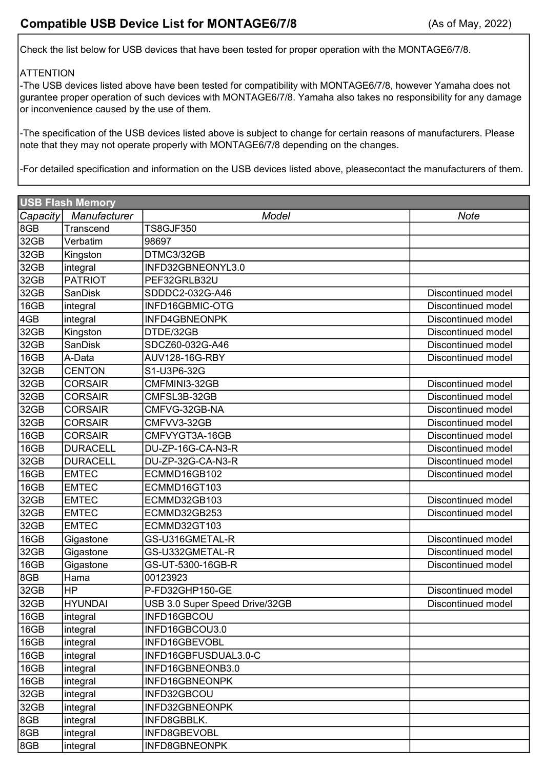## Compatible USB Device List for MONTAGE6/7/8

(As of May, 2022)

Check the list below for USB devices that have been tested for proper operation with the MONTAGE6/7/8.

ATTENTION

-The USB devices listed above have been tested for compatibility with MONTAGE6/7/8, however Yamaha does not gurantee proper operation of such devices with MONTAGE6/7/8. Yamaha also takes no responsibility for any damage or inconvenience caused by the use of them.

-The specification of the USB devices listed above is subject to change for certain reasons of manufacturers. Please note that they may not operate properly with MONTAGE6/7/8 depending on the changes.

-For detailed specification and information on the USB devices listed above, pleasecontact the manufacturers of them.

| USB Flash Memory | | | |
|---|---|---|---|
| *Capacity* | *Manufacturer* | *Model* | *Note* |
| 8GB | Transcend | TS8GJF350 | |
| 32GB | Verbatim | 98697 | |
| 32GB | Kingston | DTMC3/32GB | |
| 32GB | integral | INFD32GBNEONYL3.0 | |
| 32GB | PATRIOT | PEF32GRLB32U | |
| 32GB | SanDisk | SDDDC2-032G-A46 | Discontinued model |
| 16GB | integral | INFD16GBMIC-OTG | Discontinued model |
| 4GB | integral | INFD4GBNEONPK | Discontinued model |
| 32GB | Kingston | DTDE/32GB | Discontinued model |
| 32GB | SanDisk | SDCZ60-032G-A46 | Discontinued model |
| 16GB | A-Data | AUV128-16G-RBY | Discontinued model |
| 32GB | CENTON | S1-U3P6-32G | |
| 32GB | CORSAIR | CMFMINI3-32GB | Discontinued model |
| 32GB | CORSAIR | CMFSL3B-32GB | Discontinued model |
| 32GB | CORSAIR | CMFVG-32GB-NA | Discontinued model |
| 32GB | CORSAIR | CMFVV3-32GB | Discontinued model |
| 16GB | CORSAIR | CMFVYGT3A-16GB | Discontinued model |
| 16GB | DURACELL | DU-ZP-16G-CA-N3-R | Discontinued model |
| 32GB | DURACELL | DU-ZP-32G-CA-N3-R | Discontinued model |
| 16GB | EMTEC | ECMMD16GB102 | Discontinued model |
| 16GB | EMTEC | ECMMD16GT103 | |
| 32GB | EMTEC | ECMMD32GB103 | Discontinued model |
| 32GB | EMTEC | ECMMD32GB253 | Discontinued model |
| 32GB | EMTEC | ECMMD32GT103 | |
| 16GB | Gigastone | GS-U316GMETAL-R | Discontinued model |
| 32GB | Gigastone | GS-U332GMETAL-R | Discontinued model |
| 16GB | Gigastone | GS-UT-5300-16GB-R | Discontinued model |
| 8GB | Hama | 00123923 | |
| 32GB | HP | P-FD32GHP150-GE | Discontinued model |
| 32GB | HYUNDAI | USB 3.0 Super Speed Drive/32GB | Discontinued model |
| 16GB | integral | INFD16GBCOU | |
| 16GB | integral | INFD16GBCOU3.0 | |
| 16GB | integral | INFD16GBEVOBL | |
| 16GB | integral | INFD16GBFUSDUAL3.0-C | |
| 16GB | integral | INFD16GBNEONB3.0 | |
| 16GB | integral | INFD16GBNEONPK | |
| 32GB | integral | INFD32GBCOU | |
| 32GB | integral | INFD32GBNEONPK | |
| 8GB | integral | INFD8GBBLK. | |
| 8GB | integral | INFD8GBEVOBL | |
| 8GB | integral | INFD8GBNEONPK | |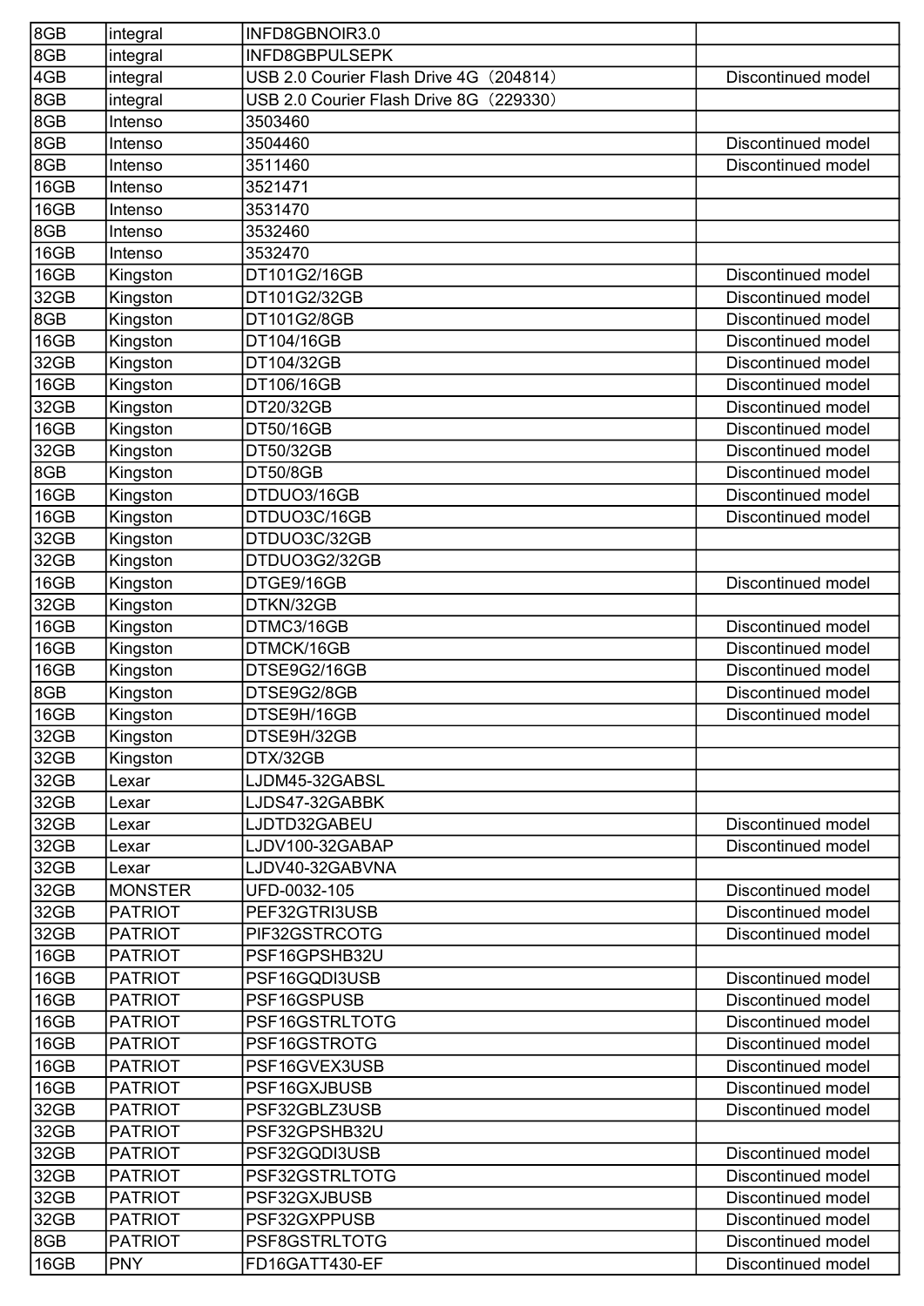| | | | |
|---|---|---|---|
| 8GB | integral | INFD8GBNOIR3.0 | |
| 8GB | integral | INFD8GBPULSEPK | |
| 4GB | integral | USB 2.0 Courier Flash Drive 4G（204814） | Discontinued model |
| 8GB | integral | USB 2.0 Courier Flash Drive 8G（229330） | |
| 8GB | Intenso | 3503460 | |
| 8GB | Intenso | 3504460 | Discontinued model |
| 8GB | Intenso | 3511460 | Discontinued model |
| 16GB | Intenso | 3521471 | |
| 16GB | Intenso | 3531470 | |
| 8GB | Intenso | 3532460 | |
| 16GB | Intenso | 3532470 | |
| 16GB | Kingston | DT101G2/16GB | Discontinued model |
| 32GB | Kingston | DT101G2/32GB | Discontinued model |
| 8GB | Kingston | DT101G2/8GB | Discontinued model |
| 16GB | Kingston | DT104/16GB | Discontinued model |
| 32GB | Kingston | DT104/32GB | Discontinued model |
| 16GB | Kingston | DT106/16GB | Discontinued model |
| 32GB | Kingston | DT20/32GB | Discontinued model |
| 16GB | Kingston | DT50/16GB | Discontinued model |
| 32GB | Kingston | DT50/32GB | Discontinued model |
| 8GB | Kingston | DT50/8GB | Discontinued model |
| 16GB | Kingston | DTDUO3/16GB | Discontinued model |
| 16GB | Kingston | DTDUO3C/16GB | Discontinued model |
| 32GB | Kingston | DTDUO3C/32GB | |
| 32GB | Kingston | DTDUO3G2/32GB | |
| 16GB | Kingston | DTGE9/16GB | Discontinued model |
| 32GB | Kingston | DTKN/32GB | |
| 16GB | Kingston | DTMC3/16GB | Discontinued model |
| 16GB | Kingston | DTMCK/16GB | Discontinued model |
| 16GB | Kingston | DTSE9G2/16GB | Discontinued model |
| 8GB | Kingston | DTSE9G2/8GB | Discontinued model |
| 16GB | Kingston | DTSE9H/16GB | Discontinued model |
| 32GB | Kingston | DTSE9H/32GB | |
| 32GB | Kingston | DTX/32GB | |
| 32GB | Lexar | LJDM45-32GABSL | |
| 32GB | Lexar | LJDS47-32GABBK | |
| 32GB | Lexar | LJDTD32GABEU | Discontinued model |
| 32GB | Lexar | LJDV100-32GABAP | Discontinued model |
| 32GB | Lexar | LJDV40-32GABVNA | |
| 32GB | MONSTER | UFD-0032-105 | Discontinued model |
| 32GB | PATRIOT | PEF32GTRI3USB | Discontinued model |
| 32GB | PATRIOT | PIF32GSTRCOTG | Discontinued model |
| 16GB | PATRIOT | PSF16GPSHB32U | |
| 16GB | PATRIOT | PSF16GQDI3USB | Discontinued model |
| 16GB | PATRIOT | PSF16GSPUSB | Discontinued model |
| 16GB | PATRIOT | PSF16GSTRLTOTG | Discontinued model |
| 16GB | PATRIOT | PSF16GSTROTG | Discontinued model |
| 16GB | PATRIOT | PSF16GVEX3USB | Discontinued model |
| 16GB | PATRIOT | PSF16GXJBUSB | Discontinued model |
| 32GB | PATRIOT | PSF32GBLZ3USB | Discontinued model |
| 32GB | PATRIOT | PSF32GPSHB32U | |
| 32GB | PATRIOT | PSF32GQDI3USB | Discontinued model |
| 32GB | PATRIOT | PSF32GSTRLTOTG | Discontinued model |
| 32GB | PATRIOT | PSF32GXJBUSB | Discontinued model |
| 32GB | PATRIOT | PSF32GXPPUSB | Discontinued model |
| 8GB | PATRIOT | PSF8GSTRLTOTG | Discontinued model |
| 16GB | PNY | FD16GATT430-EF | Discontinued model |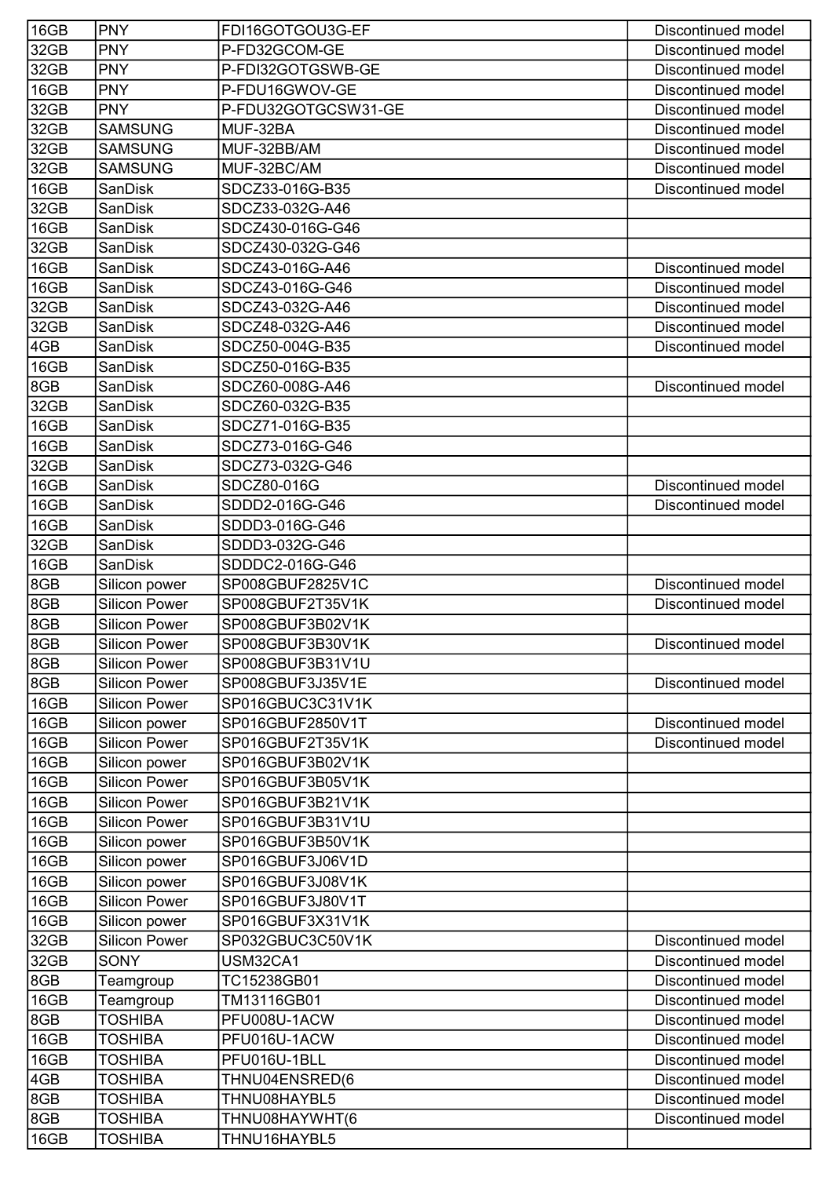| | | | |
|---|---|---|---|
| 16GB | PNY | FDI16GOTGOU3G-EF | Discontinued model |
| 32GB | PNY | P-FD32GCOM-GE | Discontinued model |
| 32GB | PNY | P-FDI32GOTGSWB-GE | Discontinued model |
| 16GB | PNY | P-FDU16GWOV-GE | Discontinued model |
| 32GB | PNY | P-FDU32GOTGCSW31-GE | Discontinued model |
| 32GB | SAMSUNG | MUF-32BA | Discontinued model |
| 32GB | SAMSUNG | MUF-32BB/AM | Discontinued model |
| 32GB | SAMSUNG | MUF-32BC/AM | Discontinued model |
| 16GB | SanDisk | SDCZ33-016G-B35 | Discontinued model |
| 32GB | SanDisk | SDCZ33-032G-A46 | |
| 16GB | SanDisk | SDCZ430-016G-G46 | |
| 32GB | SanDisk | SDCZ430-032G-G46 | |
| 16GB | SanDisk | SDCZ43-016G-A46 | Discontinued model |
| 16GB | SanDisk | SDCZ43-016G-G46 | Discontinued model |
| 32GB | SanDisk | SDCZ43-032G-A46 | Discontinued model |
| 32GB | SanDisk | SDCZ48-032G-A46 | Discontinued model |
| 4GB | SanDisk | SDCZ50-004G-B35 | Discontinued model |
| 16GB | SanDisk | SDCZ50-016G-B35 | |
| 8GB | SanDisk | SDCZ60-008G-A46 | Discontinued model |
| 32GB | SanDisk | SDCZ60-032G-B35 | |
| 16GB | SanDisk | SDCZ71-016G-B35 | |
| 16GB | SanDisk | SDCZ73-016G-G46 | |
| 32GB | SanDisk | SDCZ73-032G-G46 | |
| 16GB | SanDisk | SDCZ80-016G | Discontinued model |
| 16GB | SanDisk | SDDD2-016G-G46 | Discontinued model |
| 16GB | SanDisk | SDDD3-016G-G46 | |
| 32GB | SanDisk | SDDD3-032G-G46 | |
| 16GB | SanDisk | SDDDC2-016G-G46 | |
| 8GB | Silicon power | SP008GBUF2825V1C | Discontinued model |
| 8GB | Silicon Power | SP008GBUF2T35V1K | Discontinued model |
| 8GB | Silicon Power | SP008GBUF3B02V1K | |
| 8GB | Silicon Power | SP008GBUF3B30V1K | Discontinued model |
| 8GB | Silicon Power | SP008GBUF3B31V1U | |
| 8GB | Silicon Power | SP008GBUF3J35V1E | Discontinued model |
| 16GB | Silicon Power | SP016GBUC3C31V1K | |
| 16GB | Silicon power | SP016GBUF2850V1T | Discontinued model |
| 16GB | Silicon Power | SP016GBUF2T35V1K | Discontinued model |
| 16GB | Silicon power | SP016GBUF3B02V1K | |
| 16GB | Silicon Power | SP016GBUF3B05V1K | |
| 16GB | Silicon Power | SP016GBUF3B21V1K | |
| 16GB | Silicon Power | SP016GBUF3B31V1U | |
| 16GB | Silicon power | SP016GBUF3B50V1K | |
| 16GB | Silicon power | SP016GBUF3J06V1D | |
| 16GB | Silicon power | SP016GBUF3J08V1K | |
| 16GB | Silicon Power | SP016GBUF3J80V1T | |
| 16GB | Silicon power | SP016GBUF3X31V1K | |
| 32GB | Silicon Power | SP032GBUC3C50V1K | Discontinued model |
| 32GB | SONY | USM32CA1 | Discontinued model |
| 8GB | Teamgroup | TC15238GB01 | Discontinued model |
| 16GB | Teamgroup | TM13116GB01 | Discontinued model |
| 8GB | TOSHIBA | PFU008U-1ACW | Discontinued model |
| 16GB | TOSHIBA | PFU016U-1ACW | Discontinued model |
| 16GB | TOSHIBA | PFU016U-1BLL | Discontinued model |
| 4GB | TOSHIBA | THNU04ENSRED(6 | Discontinued model |
| 8GB | TOSHIBA | THNU08HAYBL5 | Discontinued model |
| 8GB | TOSHIBA | THNU08HAYWHT(6 | Discontinued model |
| 16GB | TOSHIBA | THNU16HAYBL5 | |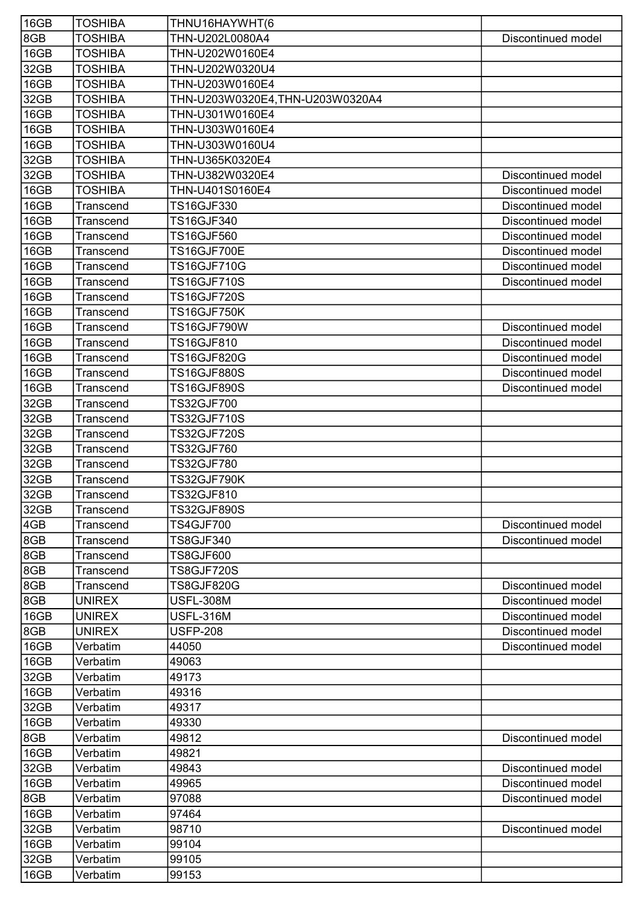| 16GB | TOSHIBA | THNU16HAYWHT(6 | |
|---|---|---|---|
| 8GB | TOSHIBA | THN-U202L0080A4 | Discontinued model |
| 16GB | TOSHIBA | THN-U202W0160E4 | |
| 32GB | TOSHIBA | THN-U202W0320U4 | |
| 16GB | TOSHIBA | THN-U203W0160E4 | |
| 32GB | TOSHIBA | THN-U203W0320E4,THN-U203W0320A4 | |
| 16GB | TOSHIBA | THN-U301W0160E4 | |
| 16GB | TOSHIBA | THN-U303W0160E4 | |
| 16GB | TOSHIBA | THN-U303W0160U4 | |
| 32GB | TOSHIBA | THN-U365K0320E4 | |
| 32GB | TOSHIBA | THN-U382W0320E4 | Discontinued model |
| 16GB | TOSHIBA | THN-U401S0160E4 | Discontinued model |
| 16GB | Transcend | TS16GJF330 | Discontinued model |
| 16GB | Transcend | TS16GJF340 | Discontinued model |
| 16GB | Transcend | TS16GJF560 | Discontinued model |
| 16GB | Transcend | TS16GJF700E | Discontinued model |
| 16GB | Transcend | TS16GJF710G | Discontinued model |
| 16GB | Transcend | TS16GJF710S | Discontinued model |
| 16GB | Transcend | TS16GJF720S | |
| 16GB | Transcend | TS16GJF750K | |
| 16GB | Transcend | TS16GJF790W | Discontinued model |
| 16GB | Transcend | TS16GJF810 | Discontinued model |
| 16GB | Transcend | TS16GJF820G | Discontinued model |
| 16GB | Transcend | TS16GJF880S | Discontinued model |
| 16GB | Transcend | TS16GJF890S | Discontinued model |
| 32GB | Transcend | TS32GJF700 | |
| 32GB | Transcend | TS32GJF710S | |
| 32GB | Transcend | TS32GJF720S | |
| 32GB | Transcend | TS32GJF760 | |
| 32GB | Transcend | TS32GJF780 | |
| 32GB | Transcend | TS32GJF790K | |
| 32GB | Transcend | TS32GJF810 | |
| 32GB | Transcend | TS32GJF890S | |
| 4GB | Transcend | TS4GJF700 | Discontinued model |
| 8GB | Transcend | TS8GJF340 | Discontinued model |
| 8GB | Transcend | TS8GJF600 | |
| 8GB | Transcend | TS8GJF720S | |
| 8GB | Transcend | TS8GJF820G | Discontinued model |
| 8GB | UNIREX | USFL-308M | Discontinued model |
| 16GB | UNIREX | USFL-316M | Discontinued model |
| 8GB | UNIREX | USFP-208 | Discontinued model |
| 16GB | Verbatim | 44050 | Discontinued model |
| 16GB | Verbatim | 49063 | |
| 32GB | Verbatim | 49173 | |
| 16GB | Verbatim | 49316 | |
| 32GB | Verbatim | 49317 | |
| 16GB | Verbatim | 49330 | |
| 8GB | Verbatim | 49812 | Discontinued model |
| 16GB | Verbatim | 49821 | |
| 32GB | Verbatim | 49843 | Discontinued model |
| 16GB | Verbatim | 49965 | Discontinued model |
| 8GB | Verbatim | 97088 | Discontinued model |
| 16GB | Verbatim | 97464 | |
| 32GB | Verbatim | 98710 | Discontinued model |
| 16GB | Verbatim | 99104 | |
| 32GB | Verbatim | 99105 | |
| 16GB | Verbatim | 99153 | |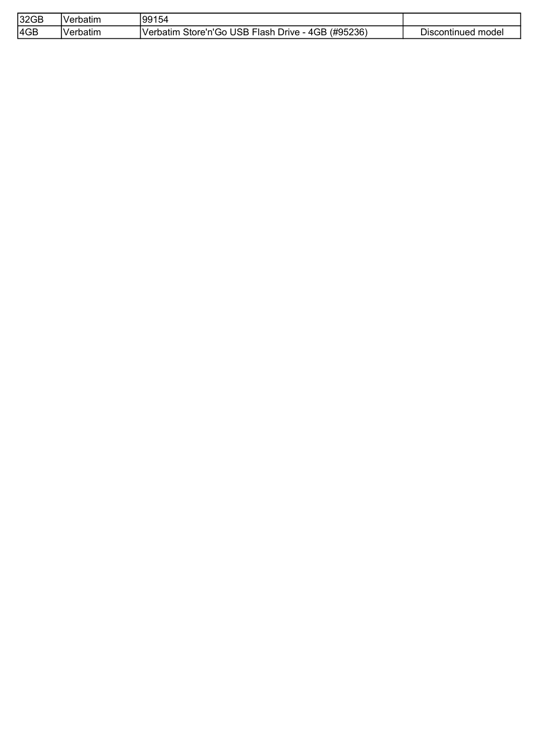| | | | |
|---|---|---|---|
| 32GB | Verbatim | 99154 | |
| 4GB | Verbatim | Verbatim Store'n'Go USB Flash Drive - 4GB (#95236) | Discontinued model |